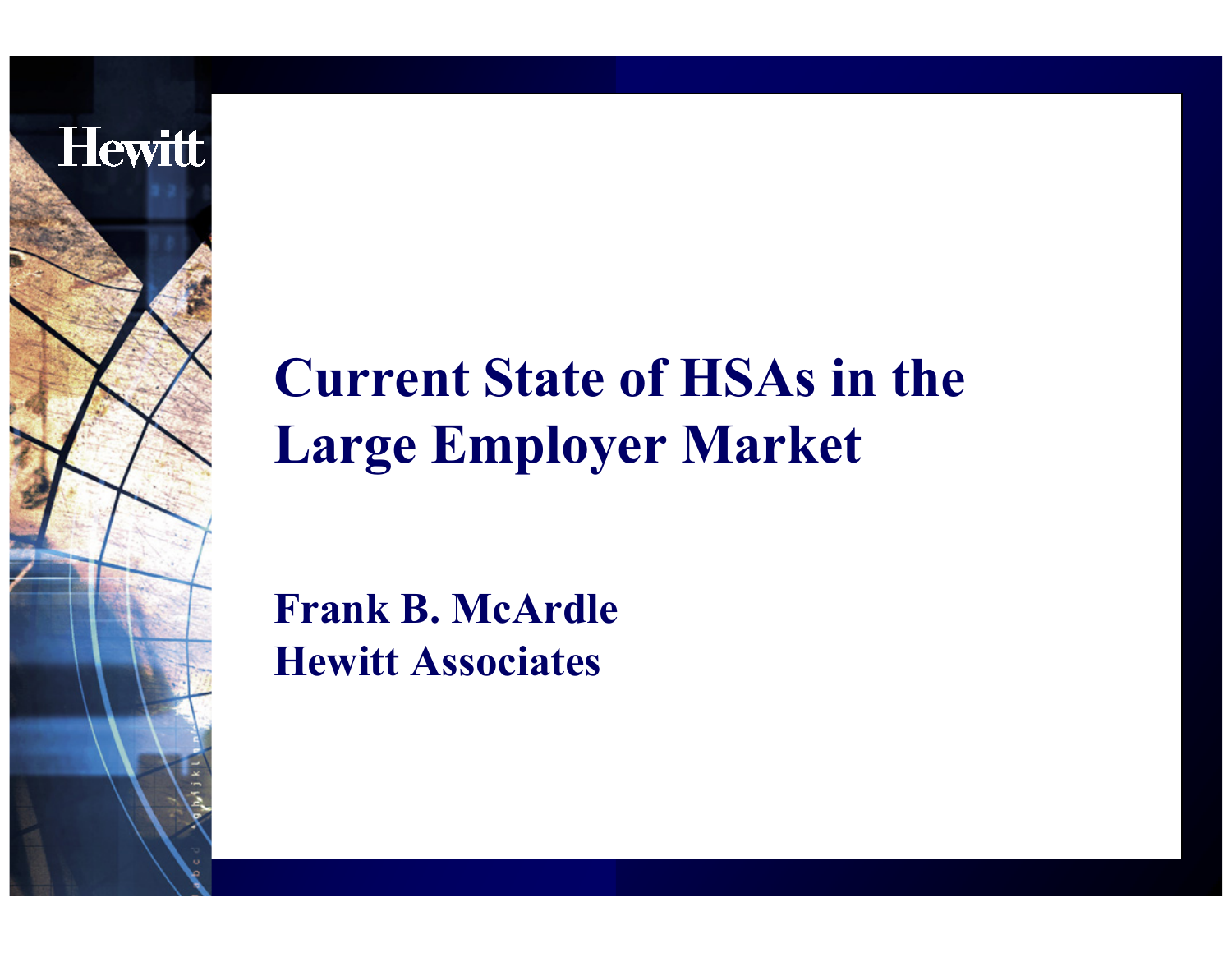Hewitt

# Current State of HSAs in the Large Employer Market

**Frank B. McArdle**
**Hewitt Associates**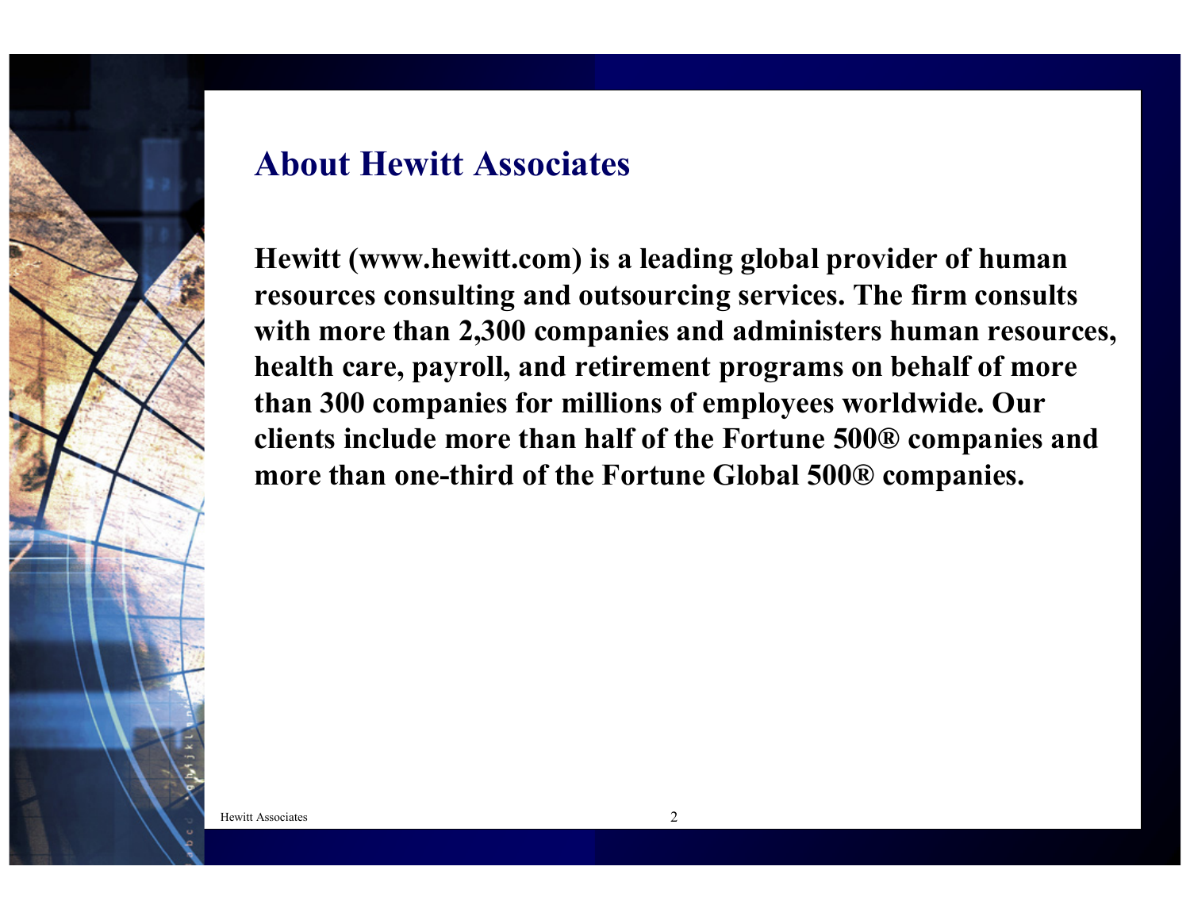## About Hewitt Associates

**Hewitt (www.hewitt.com) is a leading global provider of human resources consulting and outsourcing services. The firm consults with more than 2,300 companies and administers human resources, health care, payroll, and retirement programs on behalf of more than 300 companies for millions of employees worldwide. Our clients include more than half of the Fortune 500® companies and more than one-third of the Fortune Global 500® companies.**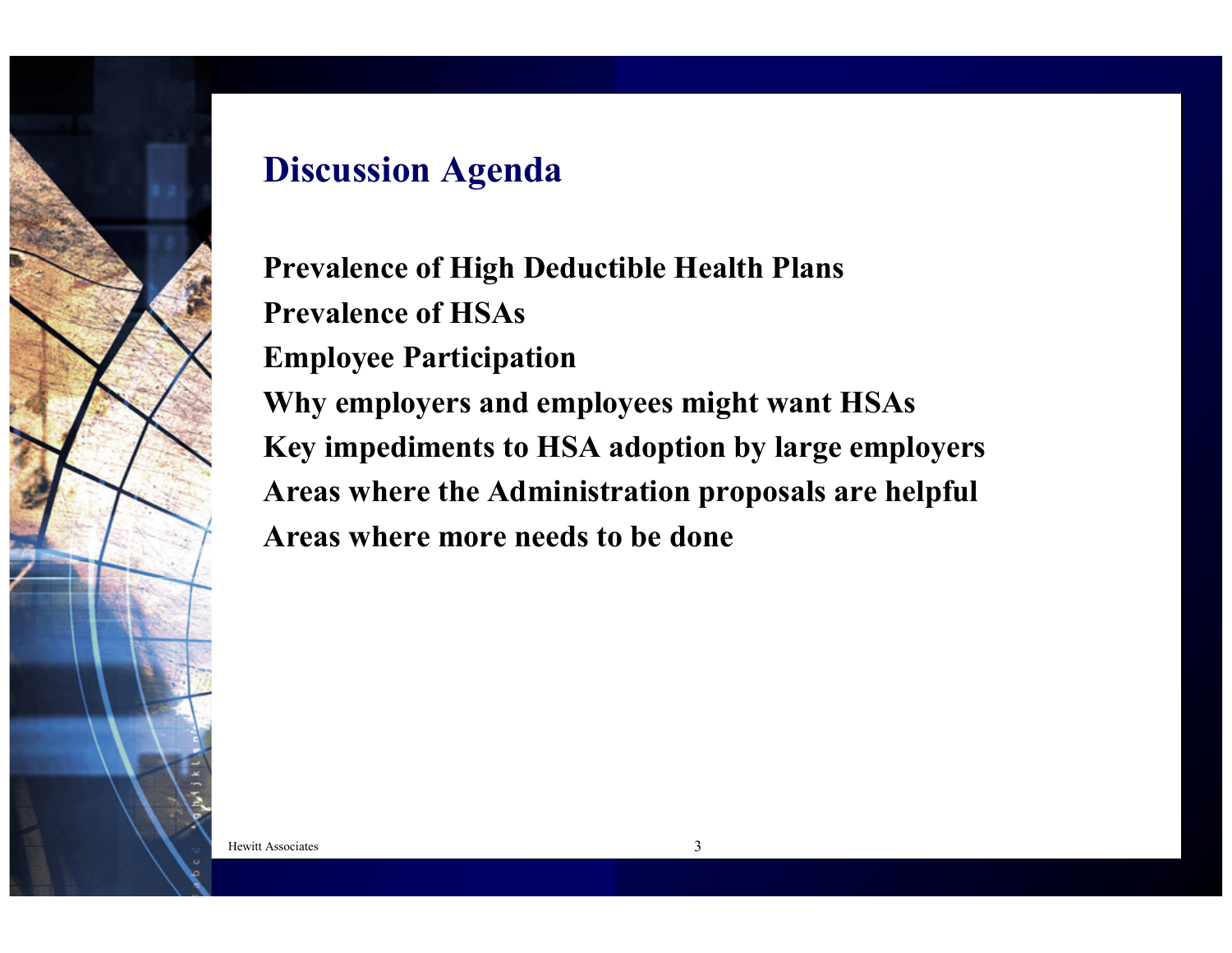## Discussion Agenda

**Prevalence of High Deductible Health Plans**

**Prevalence of HSAs**

**Employee Participation**

**Why employers and employees might want HSAs**

**Key impediments to HSA adoption by large employers**

**Areas where the Administration proposals are helpful**

**Areas where more needs to be done**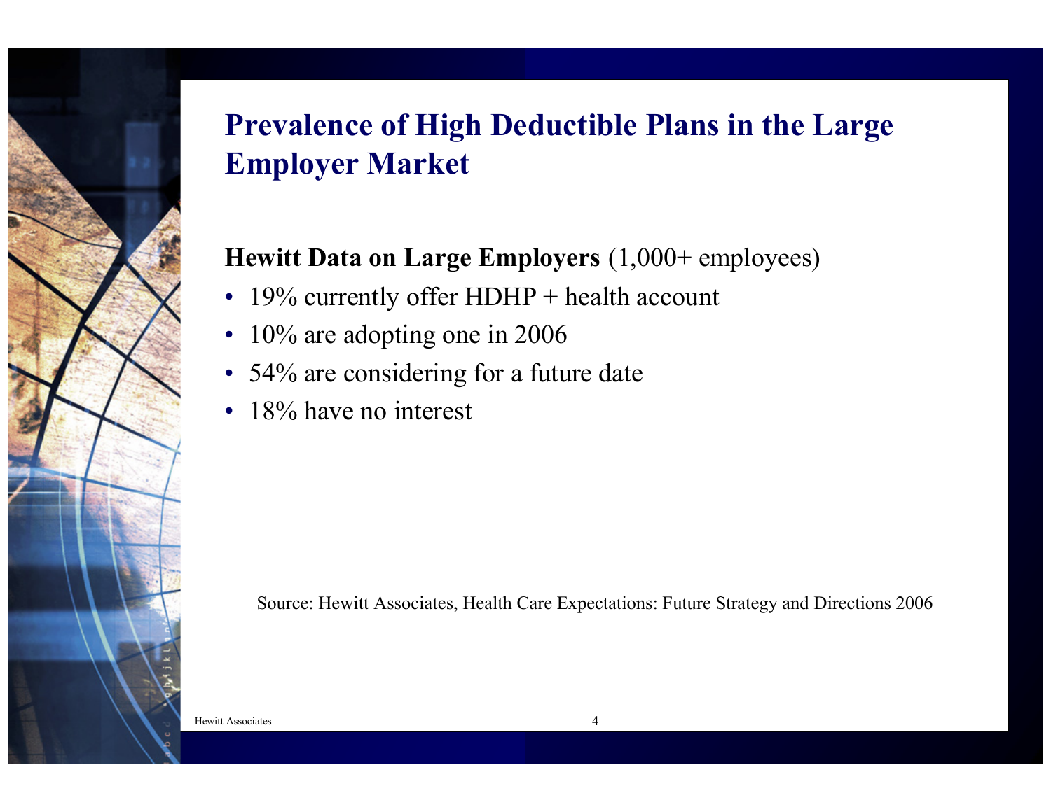# Prevalence of High Deductible Plans in the Large Employer Market

**Hewitt Data on Large Employers** (1,000+ employees)

- 19% currently offer HDHP + health account
- 10% are adopting one in 2006
- 54% are considering for a future date
- 18% have no interest

Source: Hewitt Associates, Health Care Expectations: Future Strategy and Directions 2006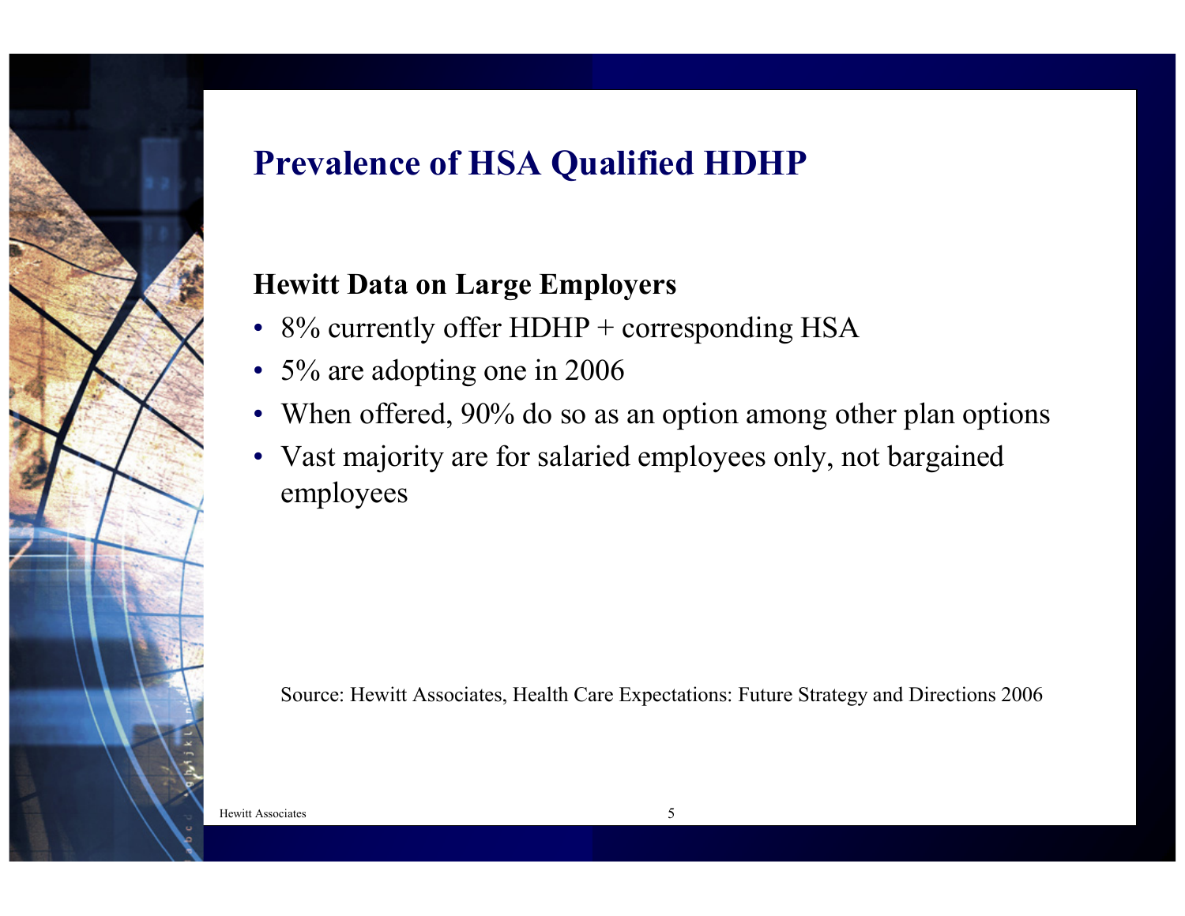# Prevalence of HSA Qualified HDHP

**Hewitt Data on Large Employers**

- 8% currently offer HDHP + corresponding HSA
- 5% are adopting one in 2006
- When offered, 90% do so as an option among other plan options
- Vast majority are for salaried employees only, not bargained employees

Source: Hewitt Associates, Health Care Expectations: Future Strategy and Directions 2006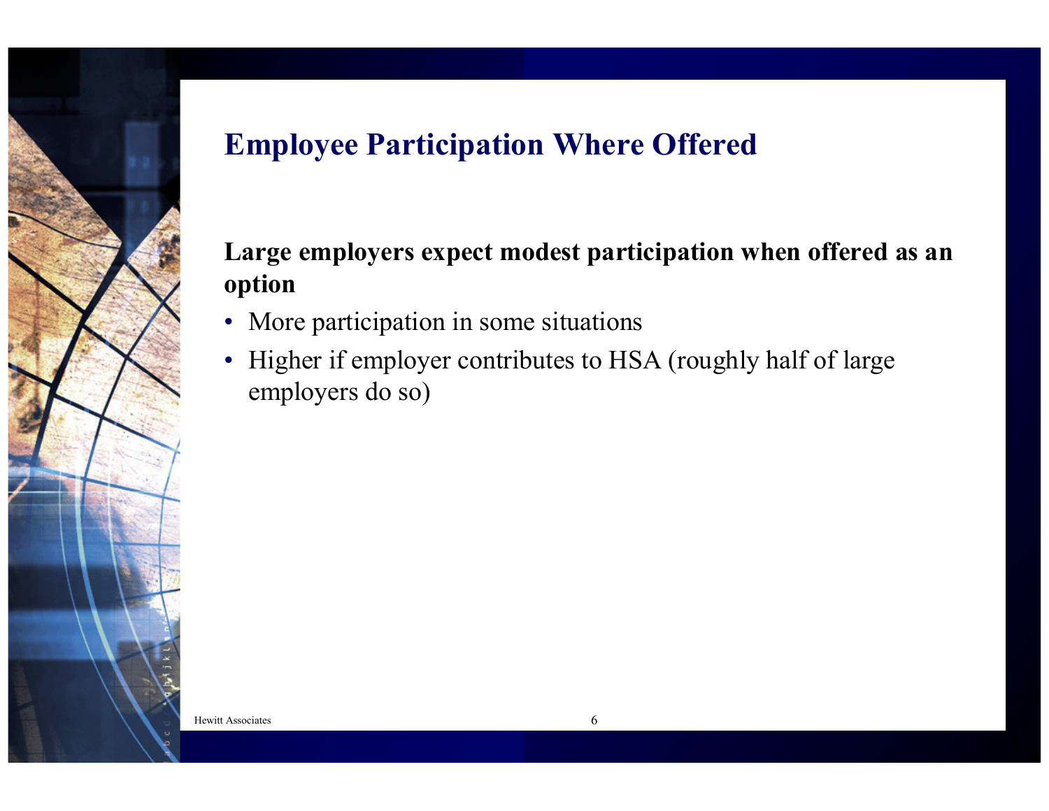# Employee Participation Where Offered

**Large employers expect modest participation when offered as an option**

- More participation in some situations
- Higher if employer contributes to HSA (roughly half of large employers do so)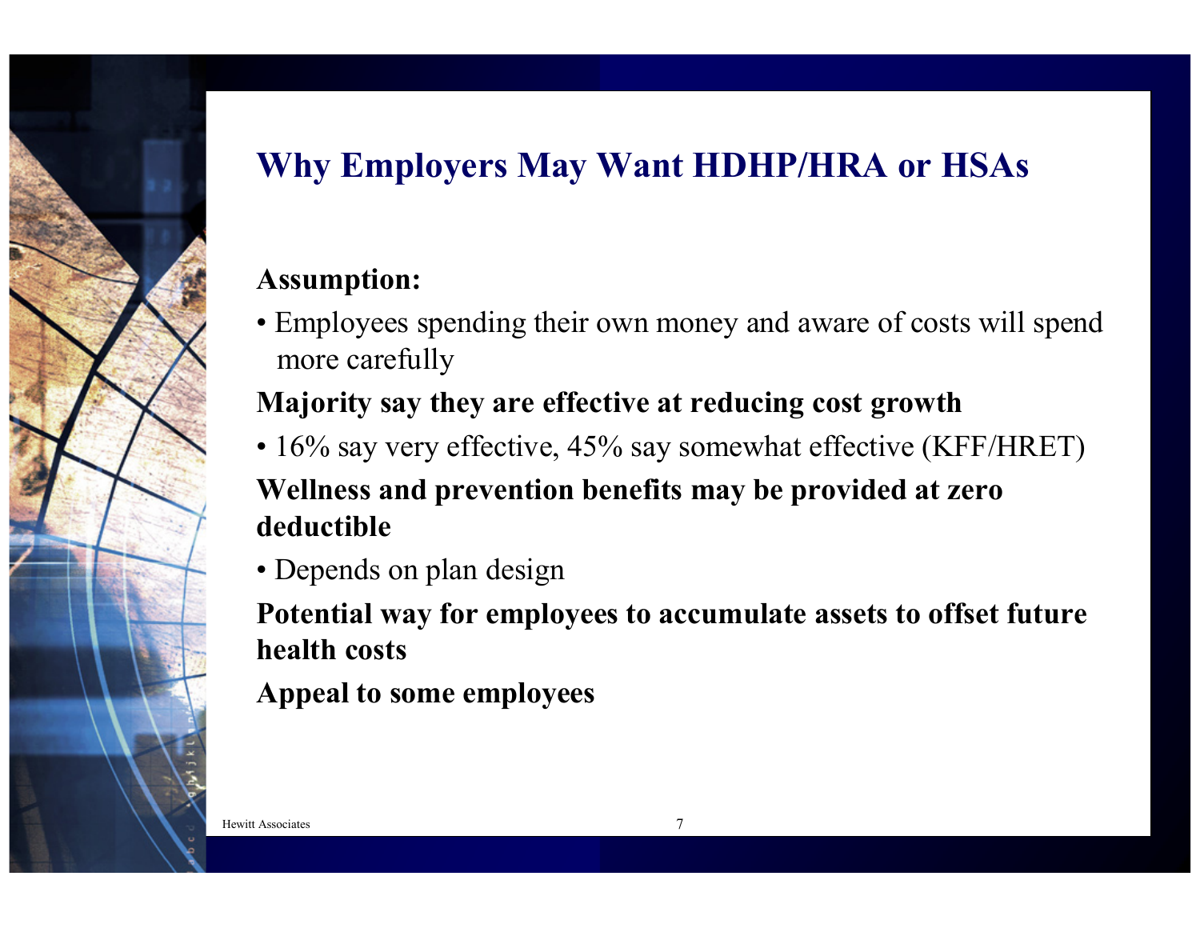# Why Employers May Want HDHP/HRA or HSAs

**Assumption:**

- Employees spending their own money and aware of costs will spend more carefully

**Majority say they are effective at reducing cost growth**

- 16% say very effective, 45% say somewhat effective (KFF/HRET)

**Wellness and prevention benefits may be provided at zero deductible**

- Depends on plan design

**Potential way for employees to accumulate assets to offset future health costs**

**Appeal to some employees**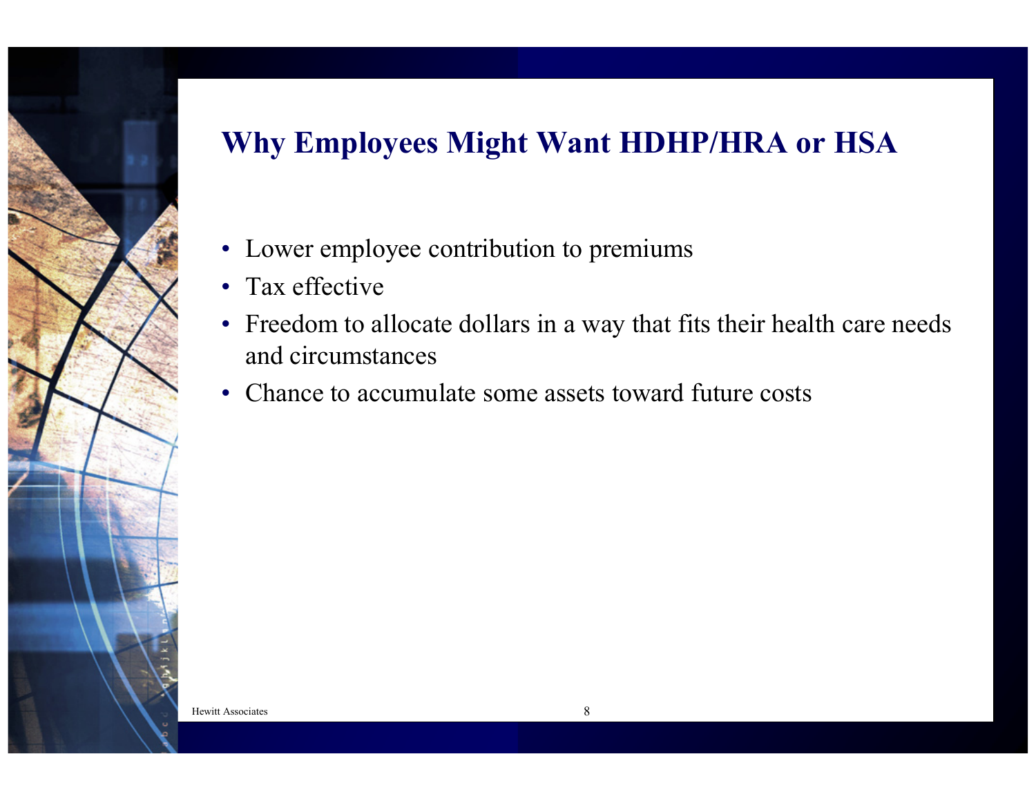# Why Employees Might Want HDHP/HRA or HSA

- Lower employee contribution to premiums
- Tax effective
- Freedom to allocate dollars in a way that fits their health care needs and circumstances
- Chance to accumulate some assets toward future costs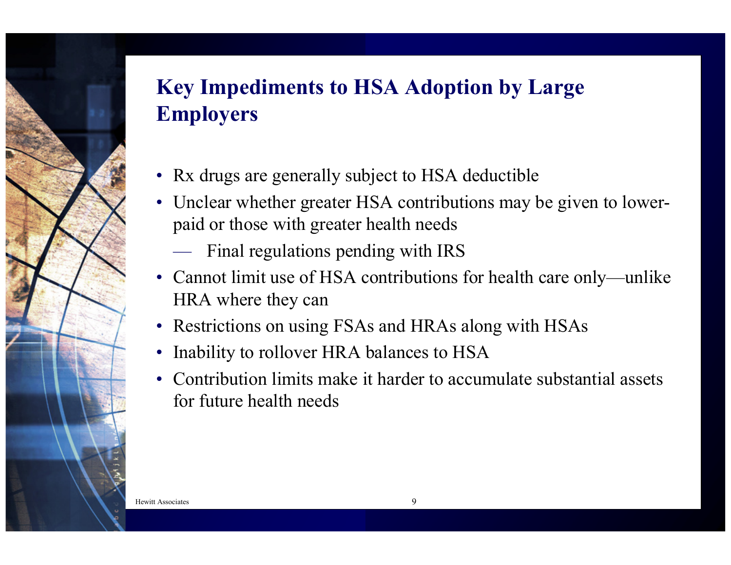# Key Impediments to HSA Adoption by Large Employers

- Rx drugs are generally subject to HSA deductible
- Unclear whether greater HSA contributions may be given to lower-paid or those with greater health needs
  - Final regulations pending with IRS
- Cannot limit use of HSA contributions for health care only—unlike HRA where they can
- Restrictions on using FSAs and HRAs along with HSAs
- Inability to rollover HRA balances to HSA
- Contribution limits make it harder to accumulate substantial assets for future health needs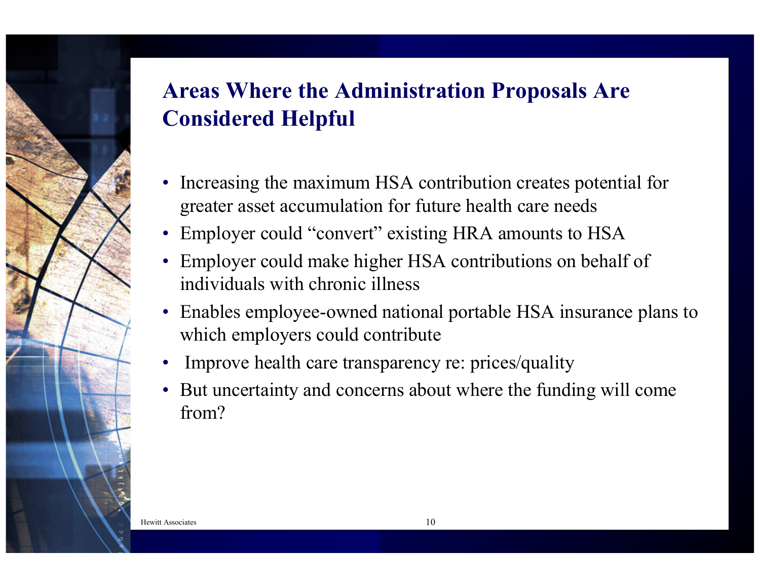# Areas Where the Administration Proposals Are Considered Helpful

- Increasing the maximum HSA contribution creates potential for greater asset accumulation for future health care needs
- Employer could "convert" existing HRA amounts to HSA
- Employer could make higher HSA contributions on behalf of individuals with chronic illness
- Enables employee-owned national portable HSA insurance plans to which employers could contribute
- Improve health care transparency re: prices/quality
- But uncertainty and concerns about where the funding will come from?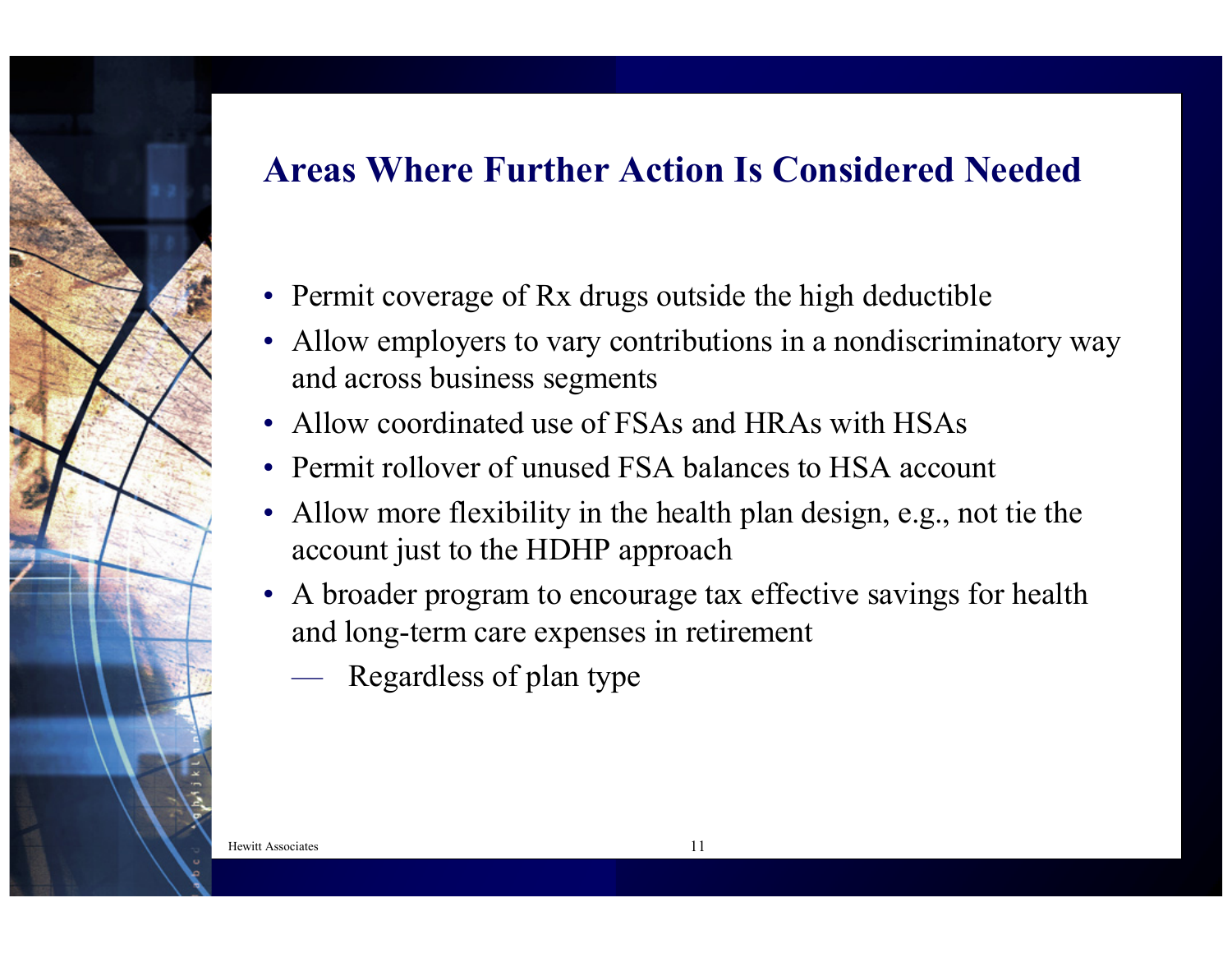# Areas Where Further Action Is Considered Needed

- Permit coverage of Rx drugs outside the high deductible
- Allow employers to vary contributions in a nondiscriminatory way and across business segments
- Allow coordinated use of FSAs and HRAs with HSAs
- Permit rollover of unused FSA balances to HSA account
- Allow more flexibility in the health plan design, e.g., not tie the account just to the HDHP approach
- A broader program to encourage tax effective savings for health and long-term care expenses in retirement
  - Regardless of plan type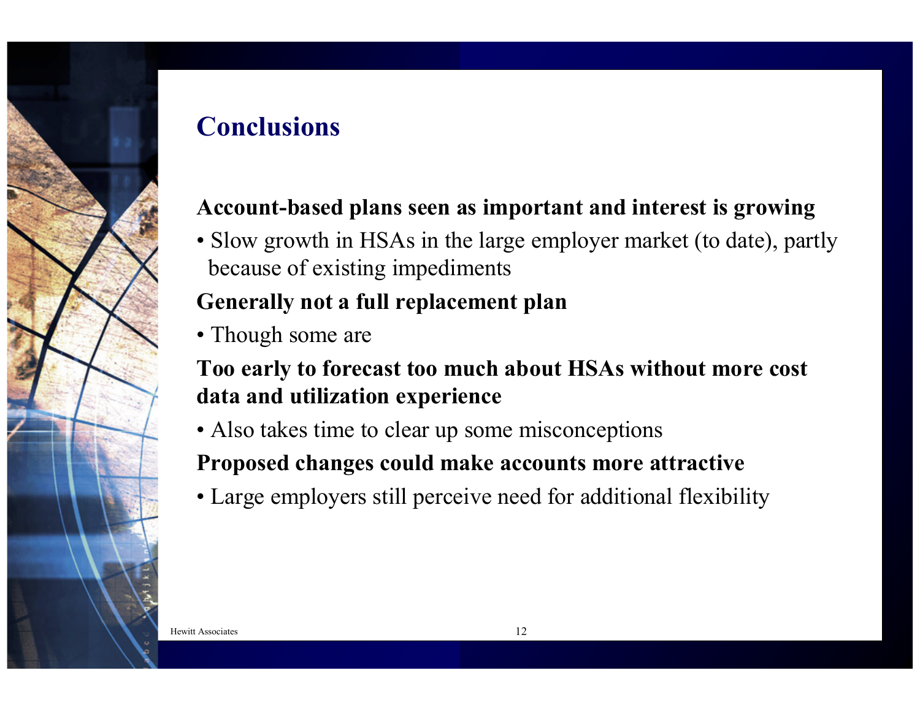# Conclusions

**Account-based plans seen as important and interest is growing**

- Slow growth in HSAs in the large employer market (to date), partly because of existing impediments

**Generally not a full replacement plan**

- Though some are

**Too early to forecast too much about HSAs without more cost data and utilization experience**

- Also takes time to clear up some misconceptions

**Proposed changes could make accounts more attractive**

- Large employers still perceive need for additional flexibility